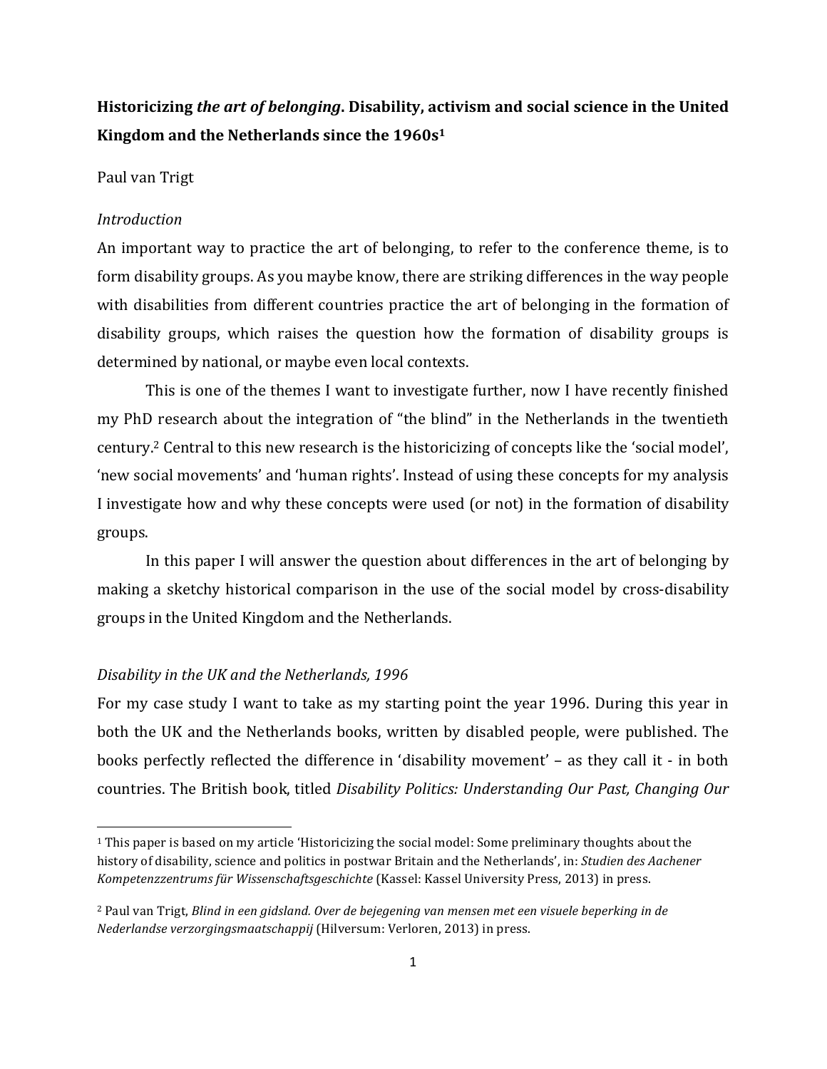# **Historicizing *the art of belonging*. Disability, activism and social science in the United Kingdom and the Netherlands since the 1960s**[1]

Paul van Trigt

*Introduction*

An important way to practice the art of belonging, to refer to the conference theme, is to form disability groups. As you maybe know, there are striking differences in the way people with disabilities from different countries practice the art of belonging in the formation of disability groups, which raises the question how the formation of disability groups is determined by national, or maybe even local contexts.

This is one of the themes I want to investigate further, now I have recently finished my PhD research about the integration of "the blind" in the Netherlands in the twentieth century.[2] Central to this new research is the historicizing of concepts like the 'social model', 'new social movements' and 'human rights'. Instead of using these concepts for my analysis I investigate how and why these concepts were used (or not) in the formation of disability groups.

In this paper I will answer the question about differences in the art of belonging by making a sketchy historical comparison in the use of the social model by cross-disability groups in the United Kingdom and the Netherlands.

*Disability in the UK and the Netherlands, 1996*

For my case study I want to take as my starting point the year 1996. During this year in both the UK and the Netherlands books, written by disabled people, were published. The books perfectly reflected the difference in 'disability movement' – as they call it - in both countries. The British book, titled *Disability Politics: Understanding Our Past, Changing Our*

---

[1] This paper is based on my article 'Historicizing the social model: Some preliminary thoughts about the history of disability, science and politics in postwar Britain and the Netherlands', in: *Studien des Aachener Kompetenzzentrums für Wissenschaftsgeschichte* (Kassel: Kassel University Press, 2013) in press.

[2] Paul van Trigt, *Blind in een gidsland. Over de bejegening van mensen met een visuele beperking in de Nederlandse verzorgingsmaatschappij* (Hilversum: Verloren, 2013) in press.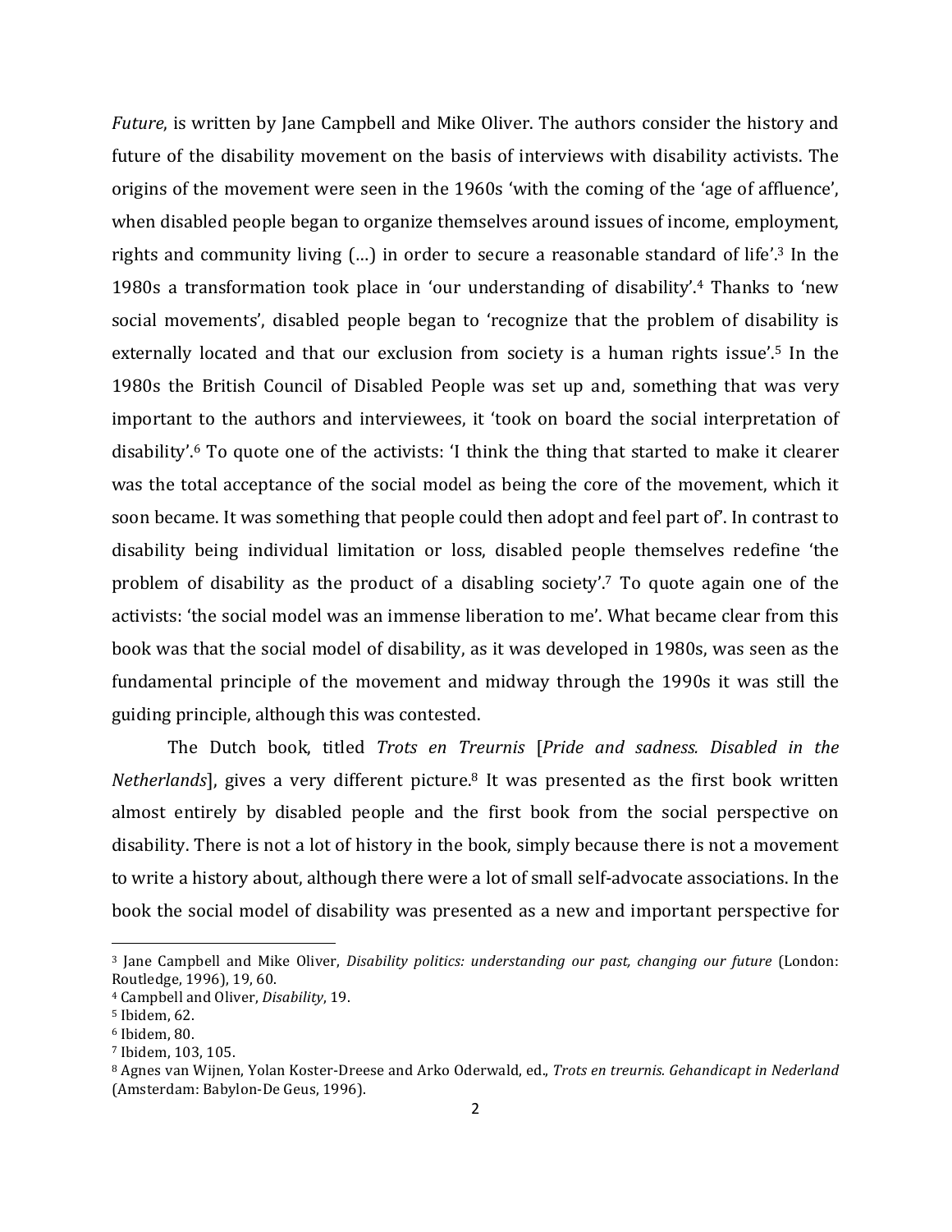*Future*, is written by Jane Campbell and Mike Oliver. The authors consider the history and future of the disability movement on the basis of interviews with disability activists. The origins of the movement were seen in the 1960s 'with the coming of the 'age of affluence', when disabled people began to organize themselves around issues of income, employment, rights and community living (…) in order to secure a reasonable standard of life'.[3] In the 1980s a transformation took place in 'our understanding of disability'.[4] Thanks to 'new social movements', disabled people began to 'recognize that the problem of disability is externally located and that our exclusion from society is a human rights issue'.[5] In the 1980s the British Council of Disabled People was set up and, something that was very important to the authors and interviewees, it 'took on board the social interpretation of disability'.[6] To quote one of the activists: 'I think the thing that started to make it clearer was the total acceptance of the social model as being the core of the movement, which it soon became. It was something that people could then adopt and feel part of'. In contrast to disability being individual limitation or loss, disabled people themselves redefine 'the problem of disability as the product of a disabling society'.[7] To quote again one of the activists: 'the social model was an immense liberation to me'. What became clear from this book was that the social model of disability, as it was developed in 1980s, was seen as the fundamental principle of the movement and midway through the 1990s it was still the guiding principle, although this was contested.

The Dutch book, titled *Trots en Treurnis* [*Pride and sadness. Disabled in the Netherlands*], gives a very different picture.[8] It was presented as the first book written almost entirely by disabled people and the first book from the social perspective on disability. There is not a lot of history in the book, simply because there is not a movement to write a history about, although there were a lot of small self-advocate associations. In the book the social model of disability was presented as a new and important perspective for

---

[3] Jane Campbell and Mike Oliver, *Disability politics: understanding our past, changing our future* (London: Routledge, 1996), 19, 60.

[4] Campbell and Oliver, *Disability*, 19.

[5] Ibidem, 62.

[6] Ibidem, 80.

[7] Ibidem, 103, 105.

[8] Agnes van Wijnen, Yolan Koster-Dreese and Arko Oderwald, ed., *Trots en treurnis. Gehandicapt in Nederland* (Amsterdam: Babylon-De Geus, 1996).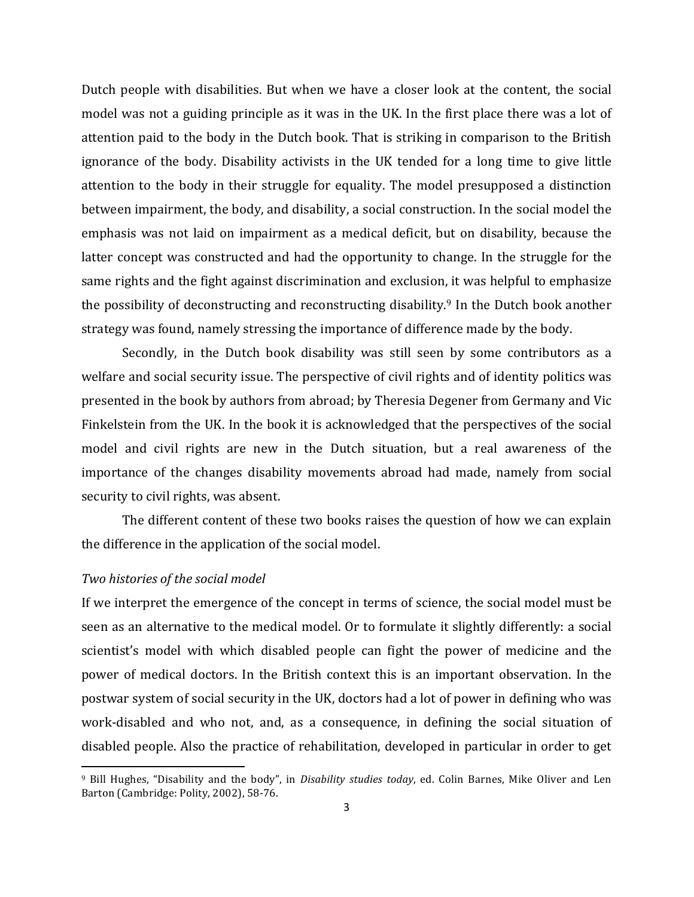Dutch people with disabilities. But when we have a closer look at the content, the social model was not a guiding principle as it was in the UK. In the first place there was a lot of attention paid to the body in the Dutch book. That is striking in comparison to the British ignorance of the body. Disability activists in the UK tended for a long time to give little attention to the body in their struggle for equality. The model presupposed a distinction between impairment, the body, and disability, a social construction. In the social model the emphasis was not laid on impairment as a medical deficit, but on disability, because the latter concept was constructed and had the opportunity to change. In the struggle for the same rights and the fight against discrimination and exclusion, it was helpful to emphasize the possibility of deconstructing and reconstructing disability.[9] In the Dutch book another strategy was found, namely stressing the importance of difference made by the body.

Secondly, in the Dutch book disability was still seen by some contributors as a welfare and social security issue. The perspective of civil rights and of identity politics was presented in the book by authors from abroad; by Theresia Degener from Germany and Vic Finkelstein from the UK. In the book it is acknowledged that the perspectives of the social model and civil rights are new in the Dutch situation, but a real awareness of the importance of the changes disability movements abroad had made, namely from social security to civil rights, was absent.

The different content of these two books raises the question of how we can explain the difference in the application of the social model.

*Two histories of the social model*

If we interpret the emergence of the concept in terms of science, the social model must be seen as an alternative to the medical model. Or to formulate it slightly differently: a social scientist's model with which disabled people can fight the power of medicine and the power of medical doctors. In the British context this is an important observation. In the postwar system of social security in the UK, doctors had a lot of power in defining who was work-disabled and who not, and, as a consequence, in defining the social situation of disabled people. Also the practice of rehabilitation, developed in particular in order to get

---

[9] Bill Hughes, "Disability and the body", in *Disability studies today*, ed. Colin Barnes, Mike Oliver and Len Barton (Cambridge: Polity, 2002), 58-76.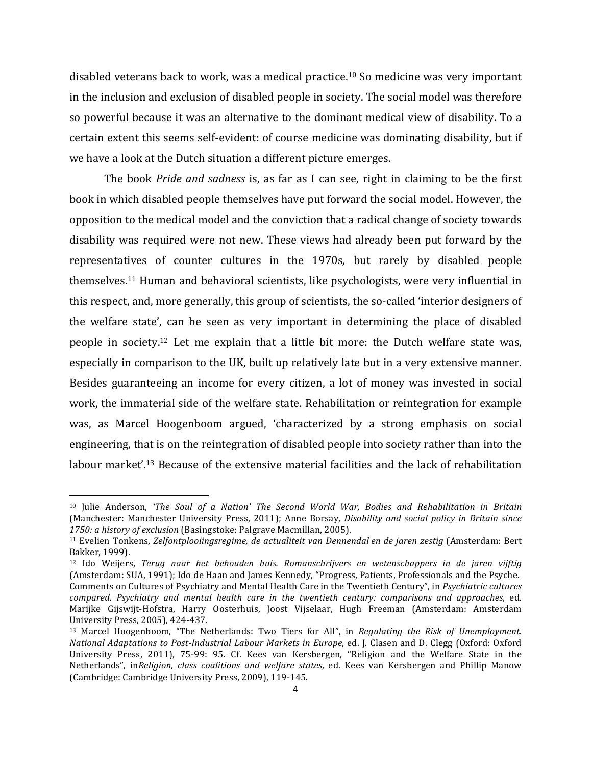disabled veterans back to work, was a medical practice.[10] So medicine was very important in the inclusion and exclusion of disabled people in society. The social model was therefore so powerful because it was an alternative to the dominant medical view of disability. To a certain extent this seems self-evident: of course medicine was dominating disability, but if we have a look at the Dutch situation a different picture emerges.

The book *Pride and sadness* is, as far as I can see, right in claiming to be the first book in which disabled people themselves have put forward the social model. However, the opposition to the medical model and the conviction that a radical change of society towards disability was required were not new. These views had already been put forward by the representatives of counter cultures in the 1970s, but rarely by disabled people themselves.[11] Human and behavioral scientists, like psychologists, were very influential in this respect, and, more generally, this group of scientists, the so-called 'interior designers of the welfare state', can be seen as very important in determining the place of disabled people in society.[12] Let me explain that a little bit more: the Dutch welfare state was, especially in comparison to the UK, built up relatively late but in a very extensive manner. Besides guaranteeing an income for every citizen, a lot of money was invested in social work, the immaterial side of the welfare state. Rehabilitation or reintegration for example was, as Marcel Hoogenboom argued, 'characterized by a strong emphasis on social engineering, that is on the reintegration of disabled people into society rather than into the labour market'.[13] Because of the extensive material facilities and the lack of rehabilitation

---

[10] Julie Anderson, *'The Soul of a Nation' The Second World War, Bodies and Rehabilitation in Britain* (Manchester: Manchester University Press, 2011); Anne Borsay, *Disability and social policy in Britain since 1750: a history of exclusion* (Basingstoke: Palgrave Macmillan, 2005).

[11] Evelien Tonkens, *Zelfontplooiingsregime, de actualiteit van Dennendal en de jaren zestig* (Amsterdam: Bert Bakker, 1999).

[12] Ido Weijers, *Terug naar het behouden huis. Romanschrijvers en wetenschappers in de jaren vijftig* (Amsterdam: SUA, 1991); Ido de Haan and James Kennedy, "Progress, Patients, Professionals and the Psyche. Comments on Cultures of Psychiatry and Mental Health Care in the Twentieth Century", in *Psychiatric cultures compared. Psychiatry and mental health care in the twentieth century: comparisons and approaches*, ed. Marijke Gijswijt-Hofstra, Harry Oosterhuis, Joost Vijselaar, Hugh Freeman (Amsterdam: Amsterdam University Press, 2005), 424-437.

[13] Marcel Hoogenboom, "The Netherlands: Two Tiers for All", in *Regulating the Risk of Unemployment. National Adaptations to Post-Industrial Labour Markets in Europe*, ed. J. Clasen and D. Clegg (Oxford: Oxford University Press, 2011), 75-99: 95. Cf. Kees van Kersbergen, "Religion and the Welfare State in the Netherlands", in*Religion, class coalitions and welfare states*, ed. Kees van Kersbergen and Phillip Manow (Cambridge: Cambridge University Press, 2009), 119-145.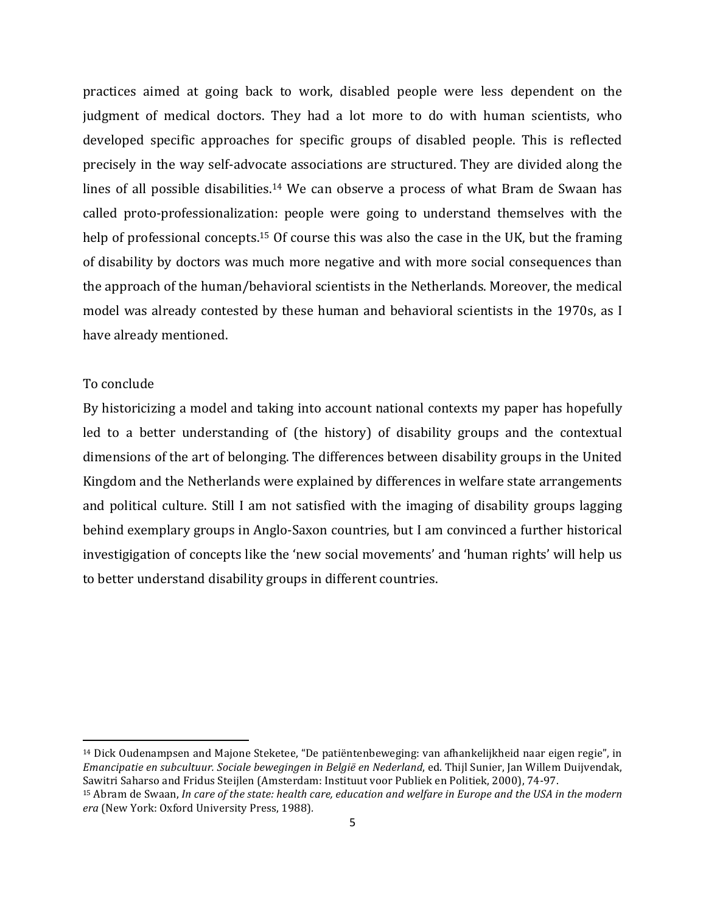practices aimed at going back to work, disabled people were less dependent on the judgment of medical doctors. They had a lot more to do with human scientists, who developed specific approaches for specific groups of disabled people. This is reflected precisely in the way self-advocate associations are structured. They are divided along the lines of all possible disabilities.[14] We can observe a process of what Bram de Swaan has called proto-professionalization: people were going to understand themselves with the help of professional concepts.[15] Of course this was also the case in the UK, but the framing of disability by doctors was much more negative and with more social consequences than the approach of the human/behavioral scientists in the Netherlands. Moreover, the medical model was already contested by these human and behavioral scientists in the 1970s, as I have already mentioned.

## To conclude

By historicizing a model and taking into account national contexts my paper has hopefully led to a better understanding of (the history) of disability groups and the contextual dimensions of the art of belonging. The differences between disability groups in the United Kingdom and the Netherlands were explained by differences in welfare state arrangements and political culture. Still I am not satisfied with the imaging of disability groups lagging behind exemplary groups in Anglo-Saxon countries, but I am convinced a further historical investigigation of concepts like the 'new social movements' and 'human rights' will help us to better understand disability groups in different countries.

---

[14] Dick Oudenampsen and Majone Steketee, "De patiëntenbeweging: van afhankelijkheid naar eigen regie", in *Emancipatie en subcultuur. Sociale bewegingen in België en Nederland*, ed. Thijl Sunier, Jan Willem Duijvendak, Sawitri Saharso and Fridus Steijlen (Amsterdam: Instituut voor Publiek en Politiek, 2000), 74-97.

[15] Abram de Swaan, *In care of the state: health care, education and welfare in Europe and the USA in the modern era* (New York: Oxford University Press, 1988).